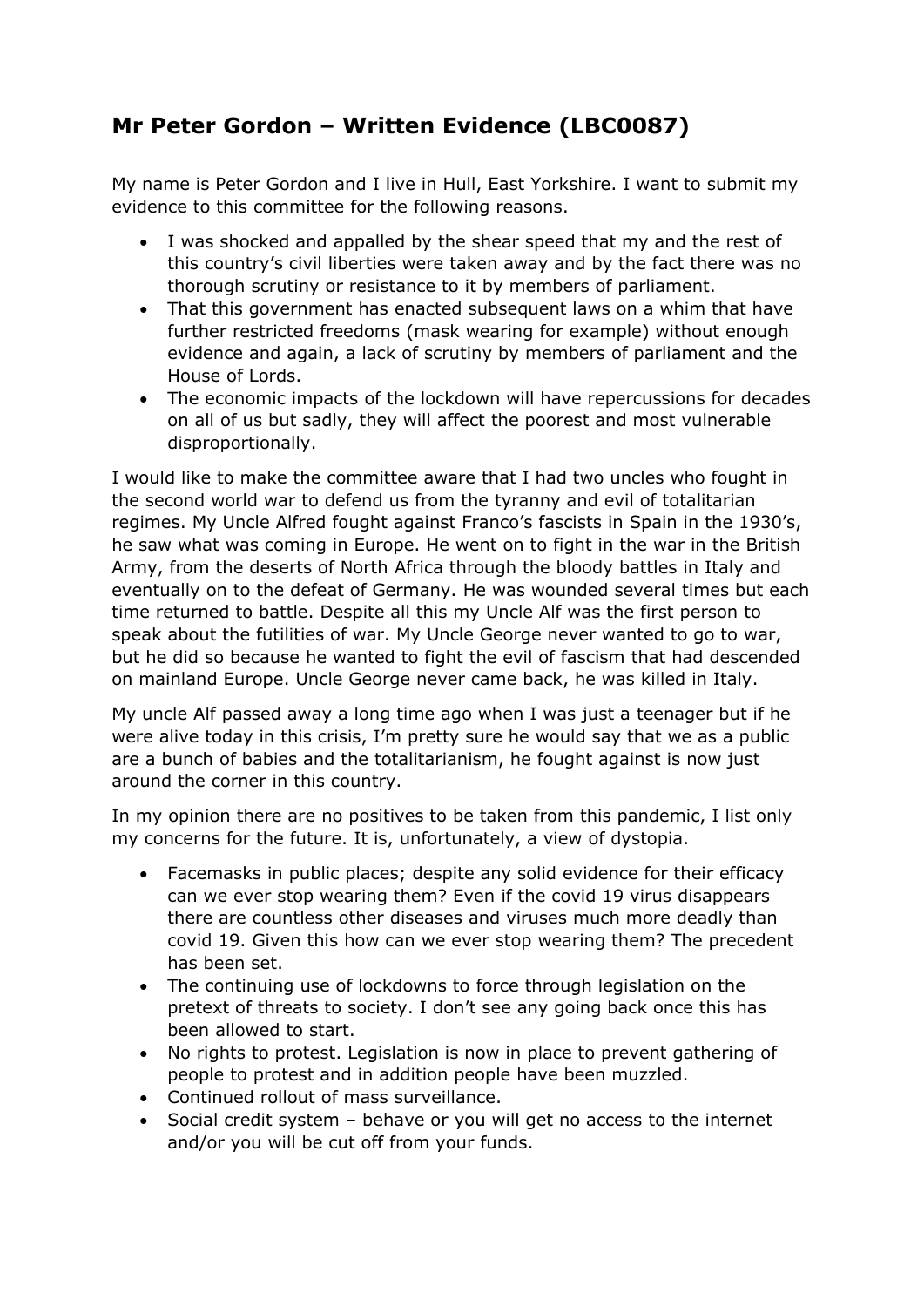## Mr Peter Gordon – Written Evidence (LBC0087)

My name is Peter Gordon and I live in Hull, East Yorkshire. I want to submit my evidence to this committee for the following reasons.

- I was shocked and appalled by the shear speed that my and the rest of this country's civil liberties were taken away and by the fact there was no thorough scrutiny or resistance to it by members of parliament.
- That this government has enacted subsequent laws on a whim that have further restricted freedoms (mask wearing for example) without enough evidence and again, a lack of scrutiny by members of parliament and the House of Lords.
- The economic impacts of the lockdown will have repercussions for decades on all of us but sadly, they will affect the poorest and most vulnerable disproportionally.

I would like to make the committee aware that I had two uncles who fought in the second world war to defend us from the tyranny and evil of totalitarian regimes. My Uncle Alfred fought against Franco's fascists in Spain in the 1930's, he saw what was coming in Europe. He went on to fight in the war in the British Army, from the deserts of North Africa through the bloody battles in Italy and eventually on to the defeat of Germany. He was wounded several times but each time returned to battle. Despite all this my Uncle Alf was the first person to speak about the futilities of war. My Uncle George never wanted to go to war, but he did so because he wanted to fight the evil of fascism that had descended on mainland Europe. Uncle George never came back, he was killed in Italy.

My uncle Alf passed away a long time ago when I was just a teenager but if he were alive today in this crisis, I'm pretty sure he would say that we as a public are a bunch of babies and the totalitarianism, he fought against is now just around the corner in this country.

In my opinion there are no positives to be taken from this pandemic, I list only my concerns for the future. It is, unfortunately, a view of dystopia.

- Facemasks in public places; despite any solid evidence for their efficacy can we ever stop wearing them? Even if the covid 19 virus disappears there are countless other diseases and viruses much more deadly than covid 19. Given this how can we ever stop wearing them? The precedent has been set.
- The continuing use of lockdowns to force through legislation on the pretext of threats to society. I don't see any going back once this has been allowed to start.
- No rights to protest. Legislation is now in place to prevent gathering of people to protest and in addition people have been muzzled.
- Continued rollout of mass surveillance.
- Social credit system – behave or you will get no access to the internet and/or you will be cut off from your funds.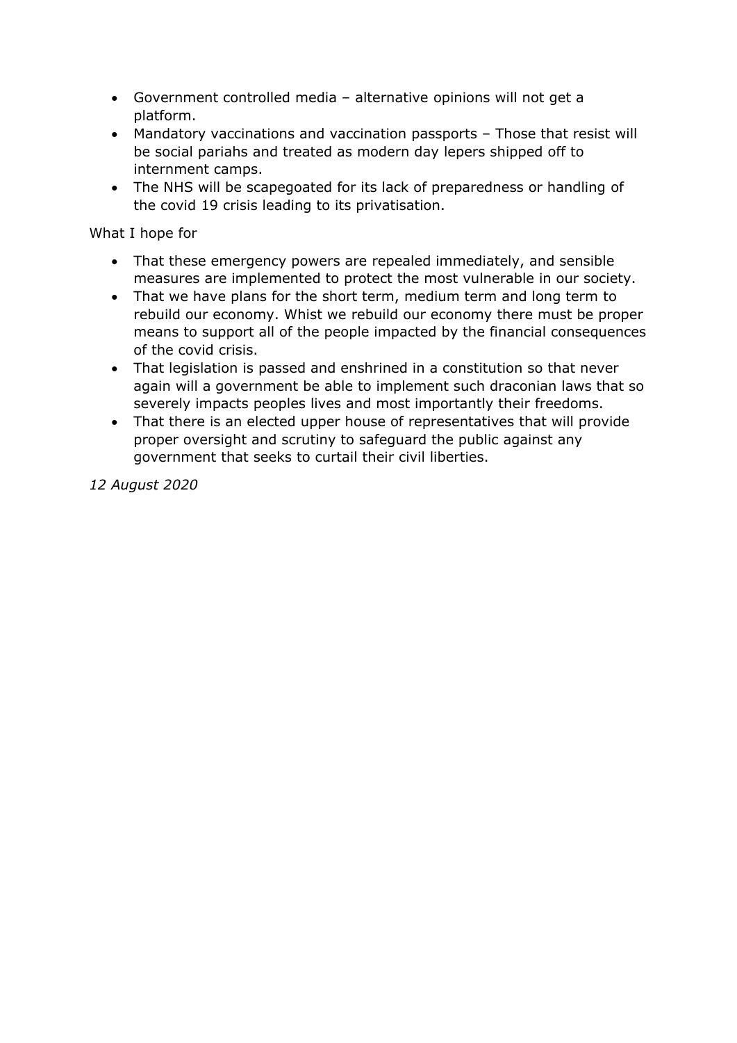- Government controlled media – alternative opinions will not get a platform.
- Mandatory vaccinations and vaccination passports – Those that resist will be social pariahs and treated as modern day lepers shipped off to internment camps.
- The NHS will be scapegoated for its lack of preparedness or handling of the covid 19 crisis leading to its privatisation.

What I hope for

- That these emergency powers are repealed immediately, and sensible measures are implemented to protect the most vulnerable in our society.
- That we have plans for the short term, medium term and long term to rebuild our economy. Whist we rebuild our economy there must be proper means to support all of the people impacted by the financial consequences of the covid crisis.
- That legislation is passed and enshrined in a constitution so that never again will a government be able to implement such draconian laws that so severely impacts peoples lives and most importantly their freedoms.
- That there is an elected upper house of representatives that will provide proper oversight and scrutiny to safeguard the public against any government that seeks to curtail their civil liberties.

*12 August 2020*